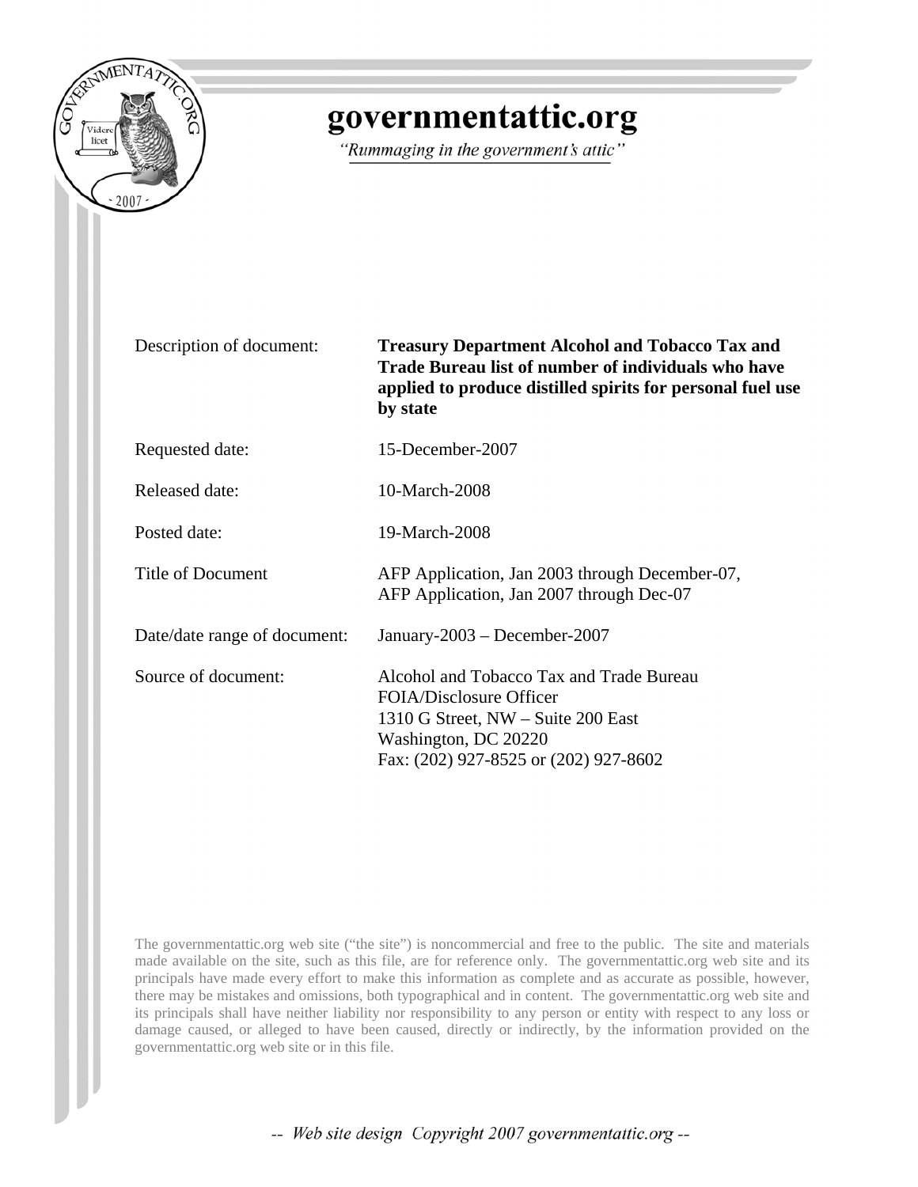# governmentattic.org

*"Rummaging in the government's attic"*

| | |
|---|---|
| Description of document: | **Treasury Department Alcohol and Tobacco Tax and Trade Bureau list of number of individuals who have applied to produce distilled spirits for personal fuel use by state** |
| Requested date: | 15-December-2007 |
| Released date: | 10-March-2008 |
| Posted date: | 19-March-2008 |
| Title of Document | AFP Application, Jan 2003 through December-07, AFP Application, Jan 2007 through Dec-07 |
| Date/date range of document: | January-2003 – December-2007 |
| Source of document: | Alcohol and Tobacco Tax and Trade Bureau<br>FOIA/Disclosure Officer<br>1310 G Street, NW – Suite 200 East<br>Washington, DC 20220<br>Fax: (202) 927-8525 or (202) 927-8602 |

The governmentattic.org web site ("the site") is noncommercial and free to the public. The site and materials made available on the site, such as this file, are for reference only. The governmentattic.org web site and its principals have made every effort to make this information as complete and as accurate as possible, however, there may be mistakes and omissions, both typographical and in content. The governmentattic.org web site and its principals shall have neither liability nor responsibility to any person or entity with respect to any loss or damage caused, or alleged to have been caused, directly or indirectly, by the information provided on the governmentattic.org web site or in this file.

-- *Web site design Copyright 2007 governmentattic.org* --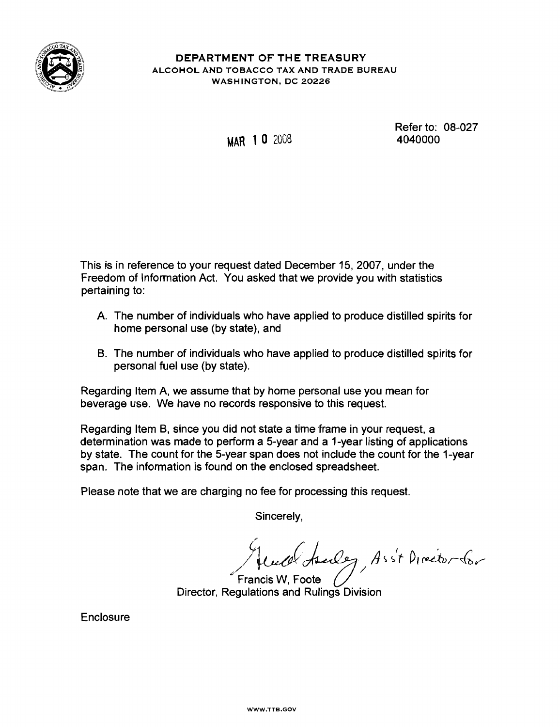**DEPARTMENT OF THE TREASURY**
**ALCOHOL AND TOBACCO TAX AND TRADE BUREAU**
**WASHINGTON, DC 20226**

MAR 10 2008

Refer to: 08-027
4040000

This is in reference to your request dated December 15, 2007, under the Freedom of Information Act. You asked that we provide you with statistics pertaining to:

A. The number of individuals who have applied to produce distilled spirits for home personal use (by state), and

B. The number of individuals who have applied to produce distilled spirits for personal fuel use (by state).

Regarding Item A, we assume that by home personal use you mean for beverage use. We have no records responsive to this request.

Regarding Item B, since you did not state a time frame in your request, a determination was made to perform a 5-year and a 1-year listing of applications by state. The count for the 5-year span does not include the count for the 1-year span. The information is found on the enclosed spreadsheet.

Please note that we are charging no fee for processing this request.

Sincerely,

Gerald Isenberg, Ass't Director for
Francis W, Foote
Director, Regulations and Rulings Division

Enclosure

WWW.TTB.GOV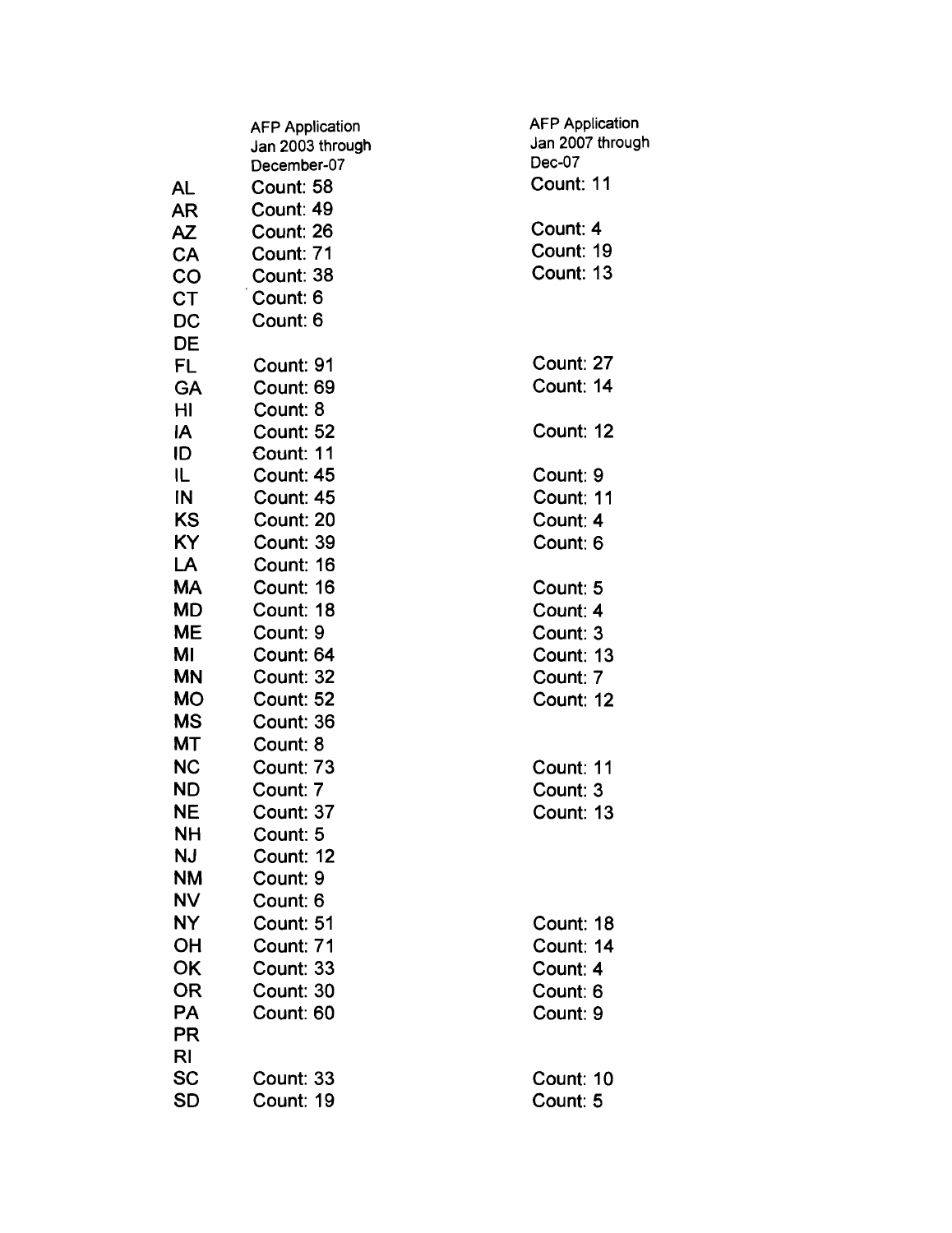| | AFP Application Jan 2003 through December-07 | AFP Application Jan 2007 through Dec-07 |
|---|---|---|
| AL | Count: 58 | Count: 11 |
| AR | Count: 49 | |
| AZ | Count: 26 | Count: 4 |
| CA | Count: 71 | Count: 19 |
| CO | Count: 38 | Count: 13 |
| CT | Count: 6 | |
| DC | Count: 6 | |
| DE | | |
| FL | Count: 91 | Count: 27 |
| GA | Count: 69 | Count: 14 |
| HI | Count: 8 | |
| IA | Count: 52 | Count: 12 |
| ID | Count: 11 | |
| IL | Count: 45 | Count: 9 |
| IN | Count: 45 | Count: 11 |
| KS | Count: 20 | Count: 4 |
| KY | Count: 39 | Count: 6 |
| LA | Count: 16 | |
| MA | Count: 16 | Count: 5 |
| MD | Count: 18 | Count: 4 |
| ME | Count: 9 | Count: 3 |
| MI | Count: 64 | Count: 13 |
| MN | Count: 32 | Count: 7 |
| MO | Count: 52 | Count: 12 |
| MS | Count: 36 | |
| MT | Count: 8 | |
| NC | Count: 73 | Count: 11 |
| ND | Count: 7 | Count: 3 |
| NE | Count: 37 | Count: 13 |
| NH | Count: 5 | |
| NJ | Count: 12 | |
| NM | Count: 9 | |
| NV | Count: 6 | |
| NY | Count: 51 | Count: 18 |
| OH | Count: 71 | Count: 14 |
| OK | Count: 33 | Count: 4 |
| OR | Count: 30 | Count: 6 |
| PA | Count: 60 | Count: 9 |
| PR | | |
| RI | | |
| SC | Count: 33 | Count: 10 |
| SD | Count: 19 | Count: 5 |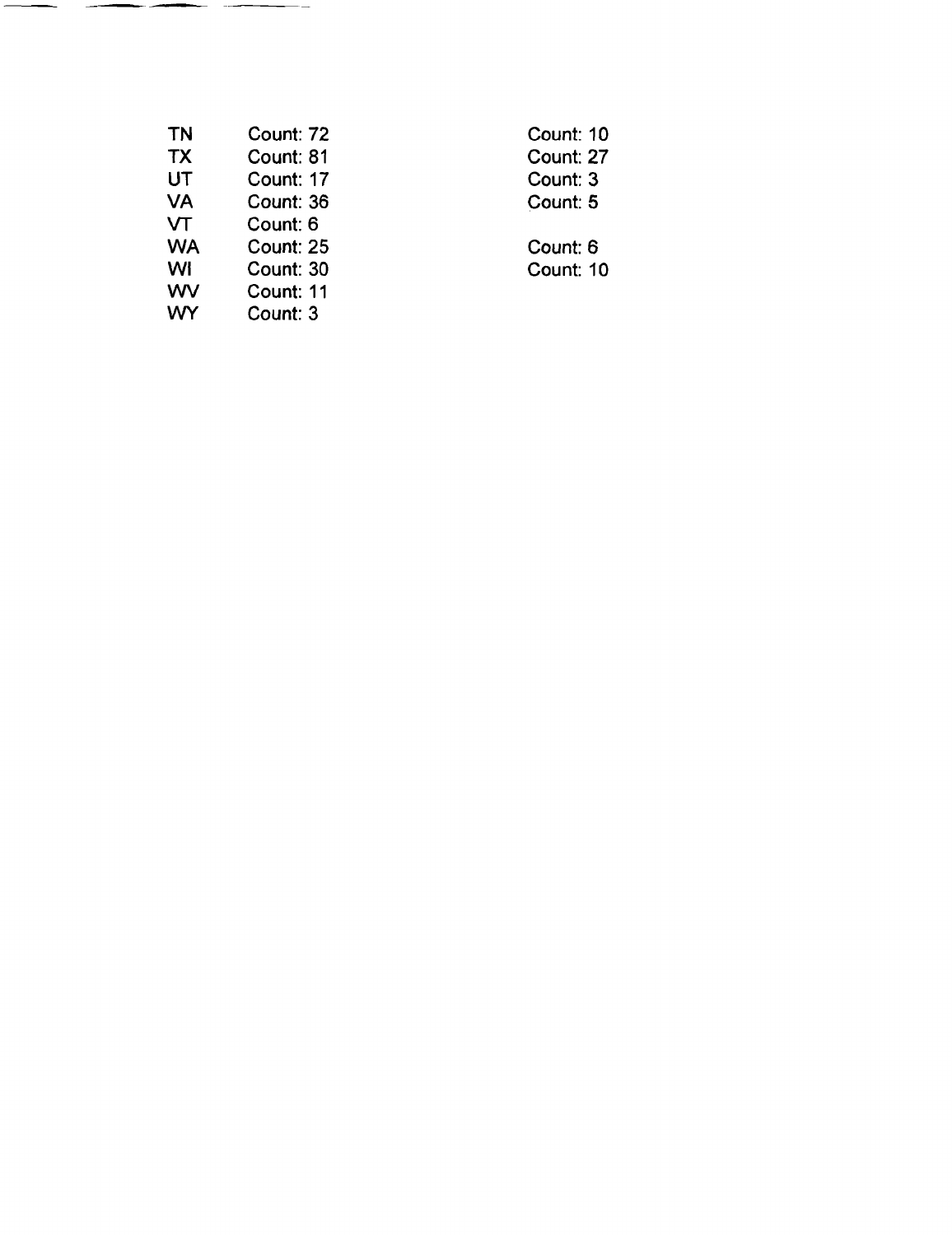| | | |
|---|---|---|
| TN | Count: 72 | Count: 10 |
| TX | Count: 81 | Count: 27 |
| UT | Count: 17 | Count: 3 |
| VA | Count: 36 | Count: 5 |
| VT | Count: 6 | |
| WA | Count: 25 | Count: 6 |
| WI | Count: 30 | Count: 10 |
| WV | Count: 11 | |
| WY | Count: 3 | |